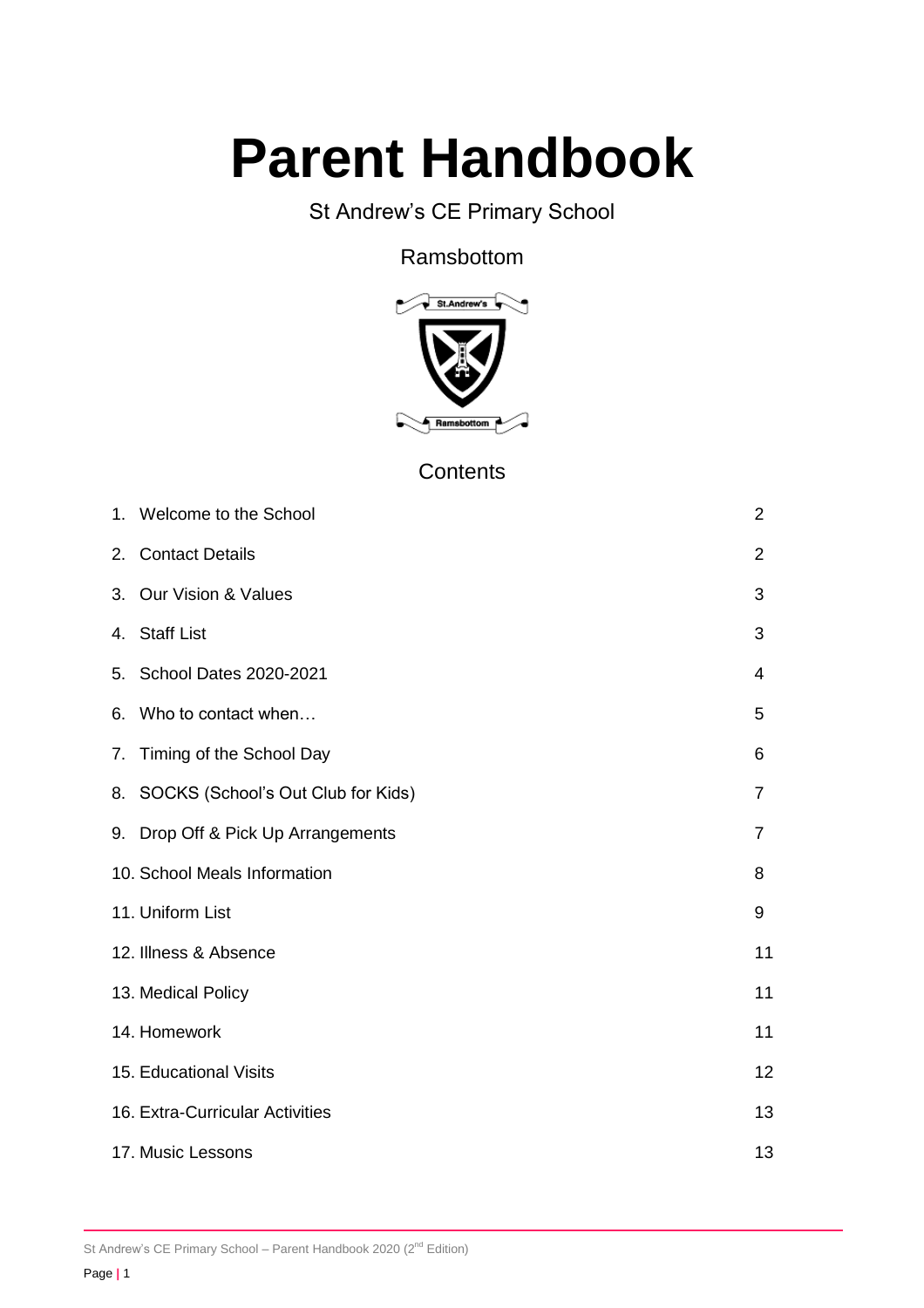# Parent Handbook

St Andrew's CE Primary School

Ramsbottom

## Contents

| | |
|---|---|
| 1. Welcome to the School | 2 |
| 2. Contact Details | 2 |
| 3. Our Vision & Values | 3 |
| 4. Staff List | 3 |
| 5. School Dates 2020-2021 | 4 |
| 6. Who to contact when… | 5 |
| 7. Timing of the School Day | 6 |
| 8. SOCKS (School's Out Club for Kids) | 7 |
| 9. Drop Off & Pick Up Arrangements | 7 |
| 10. School Meals Information | 8 |
| 11. Uniform List | 9 |
| 12. Illness & Absence | 11 |
| 13. Medical Policy | 11 |
| 14. Homework | 11 |
| 15. Educational Visits | 12 |
| 16. Extra-Curricular Activities | 13 |
| 17. Music Lessons | 13 |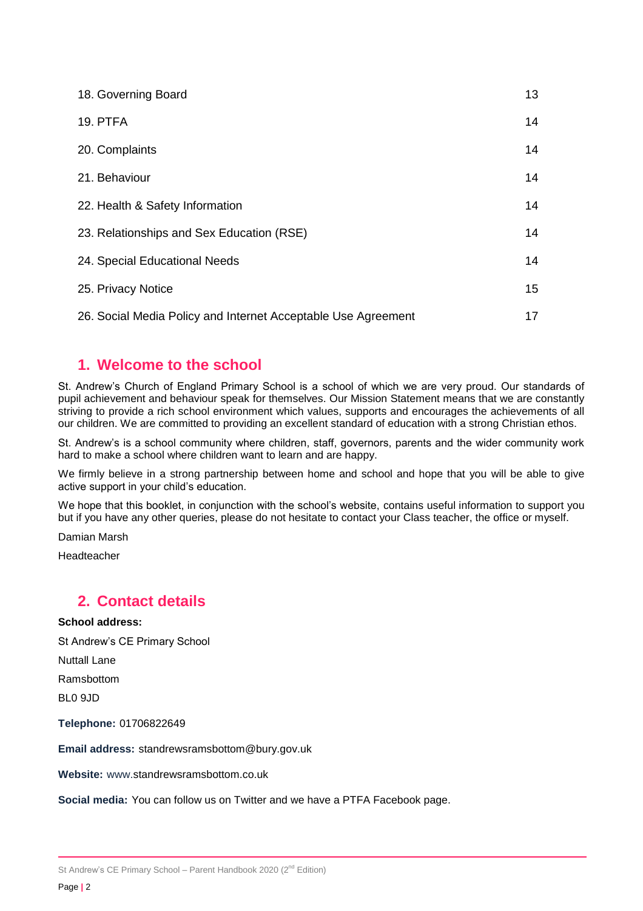| | |
|---|---|
| 18. Governing Board | 13 |
| 19. PTFA | 14 |
| 20. Complaints | 14 |
| 21. Behaviour | 14 |
| 22. Health & Safety Information | 14 |
| 23. Relationships and Sex Education (RSE) | 14 |
| 24. Special Educational Needs | 14 |
| 25. Privacy Notice | 15 |
| 26. Social Media Policy and Internet Acceptable Use Agreement | 17 |

## 1. Welcome to the school

St. Andrew's Church of England Primary School is a school of which we are very proud. Our standards of pupil achievement and behaviour speak for themselves. Our Mission Statement means that we are constantly striving to provide a rich school environment which values, supports and encourages the achievements of all our children. We are committed to providing an excellent standard of education with a strong Christian ethos.

St. Andrew's is a school community where children, staff, governors, parents and the wider community work hard to make a school where children want to learn and are happy.

We firmly believe in a strong partnership between home and school and hope that you will be able to give active support in your child's education.

We hope that this booklet, in conjunction with the school's website, contains useful information to support you but if you have any other queries, please do not hesitate to contact your Class teacher, the office or myself.

Damian Marsh

Headteacher

## 2. Contact details

**School address:**

St Andrew's CE Primary School

Nuttall Lane

Ramsbottom

BL0 9JD

**Telephone:** 01706822649

**Email address:** standrewsramsbottom@bury.gov.uk

**Website:** www.standrewsramsbottom.co.uk

**Social media:** You can follow us on Twitter and we have a PTFA Facebook page.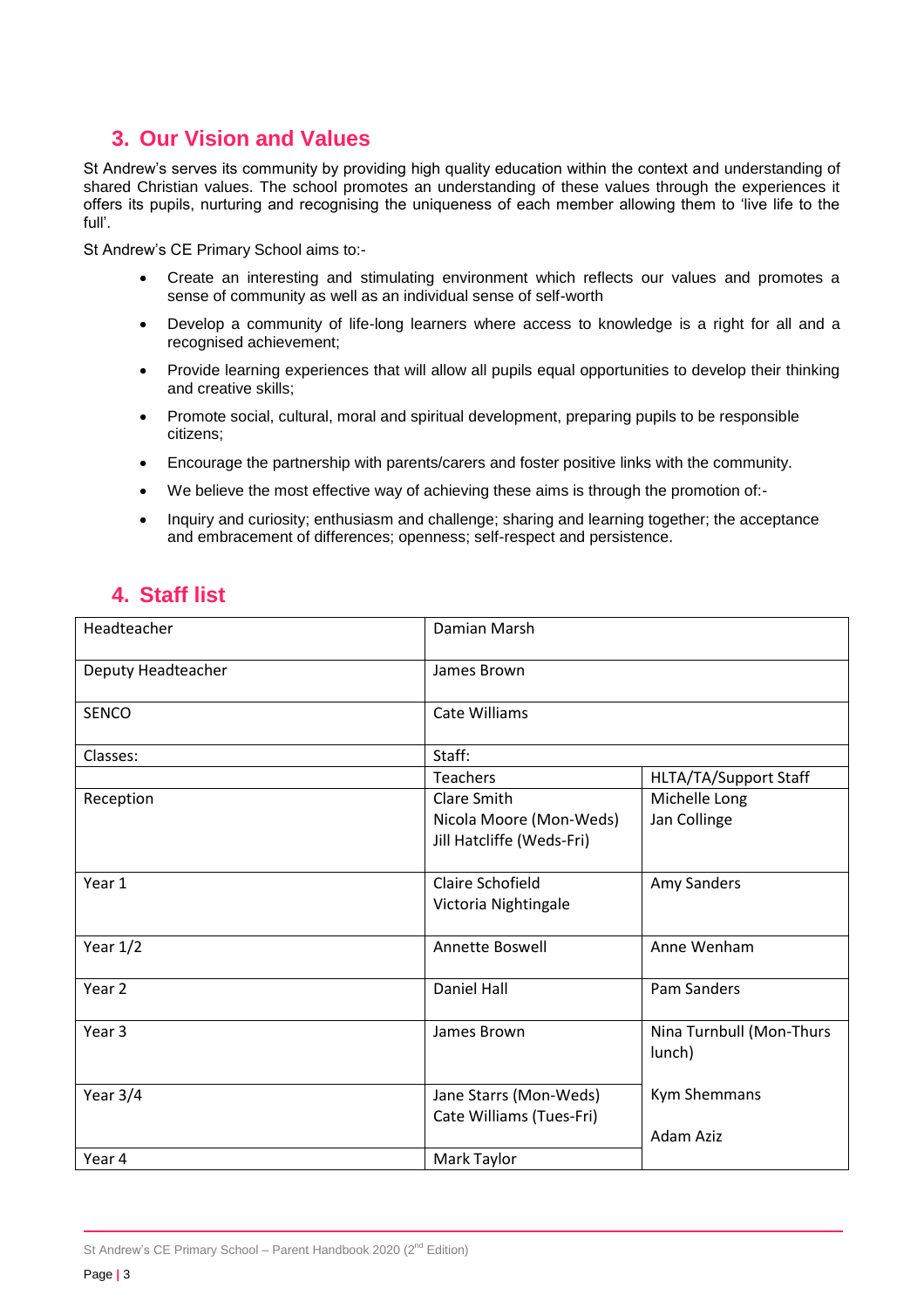## 3. Our Vision and Values

St Andrew's serves its community by providing high quality education within the context and understanding of shared Christian values. The school promotes an understanding of these values through the experiences it offers its pupils, nurturing and recognising the uniqueness of each member allowing them to 'live life to the full'.

St Andrew's CE Primary School aims to:-

- Create an interesting and stimulating environment which reflects our values and promotes a sense of community as well as an individual sense of self-worth
- Develop a community of life-long learners where access to knowledge is a right for all and a recognised achievement;
- Provide learning experiences that will allow all pupils equal opportunities to develop their thinking and creative skills;
- Promote social, cultural, moral and spiritual development, preparing pupils to be responsible citizens;
- Encourage the partnership with parents/carers and foster positive links with the community.
- We believe the most effective way of achieving these aims is through the promotion of:-
- Inquiry and curiosity; enthusiasm and challenge; sharing and learning together; the acceptance and embracement of differences; openness; self-respect and persistence.

## 4. Staff list

| Headteacher | Damian Marsh | |
|---|---|---|
| Deputy Headteacher | James Brown | |
| SENCO | Cate Williams | |
| Classes: | Staff: | |
| | Teachers | HLTA/TA/Support Staff |
| Reception | Clare Smith<br>Nicola Moore (Mon-Weds)<br>Jill Hatcliffe (Weds-Fri) | Michelle Long<br>Jan Collinge |
| Year 1 | Claire Schofield<br>Victoria Nightingale | Amy Sanders |
| Year 1/2 | Annette Boswell | Anne Wenham |
| Year 2 | Daniel Hall | Pam Sanders |
| Year 3 | James Brown | Nina Turnbull (Mon-Thurs lunch) |
| Year 3/4 | Jane Starrs (Mon-Weds)<br>Cate Williams (Tues-Fri) | Kym Shemmans<br>Adam Aziz |
| Year 4 | Mark Taylor | |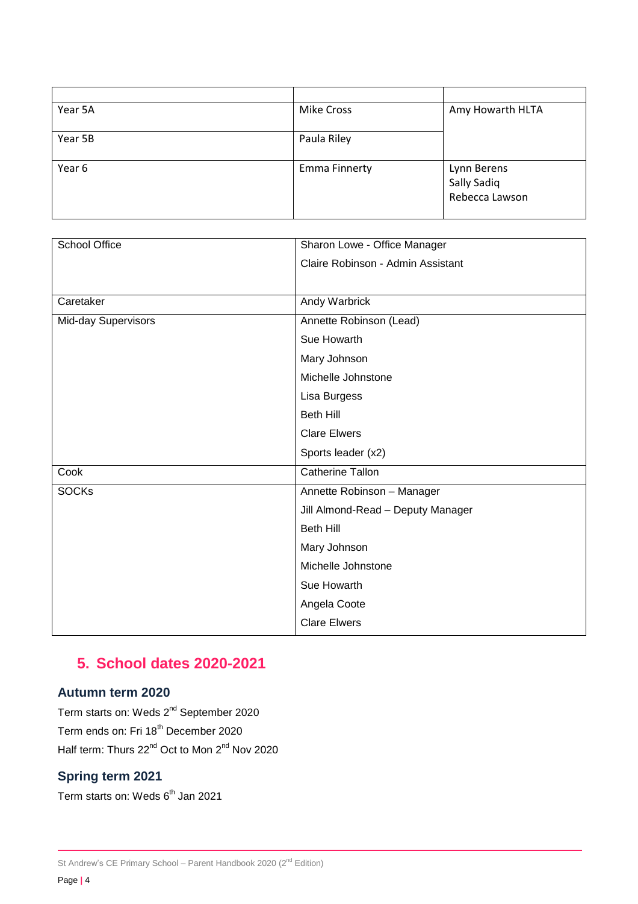| | | |
|---|---|---|
| Year 5A | Mike Cross | Amy Howarth HLTA |
| Year 5B | Paula Riley | |
| Year 6 | Emma Finnerty | Lynn Berens<br>Sally Sadiq<br>Rebecca Lawson |

| | |
|---|---|
| School Office | Sharon Lowe - Office Manager<br>Claire Robinson - Admin Assistant |
| Caretaker | Andy Warbrick |
| Mid-day Supervisors | Annette Robinson (Lead)<br>Sue Howarth<br>Mary Johnson<br>Michelle Johnstone<br>Lisa Burgess<br>Beth Hill<br>Clare Elwers<br>Sports leader (x2) |
| Cook | Catherine Tallon |
| SOCKs | Annette Robinson – Manager<br>Jill Almond-Read – Deputy Manager<br>Beth Hill<br>Mary Johnson<br>Michelle Johnstone<br>Sue Howarth<br>Angela Coote<br>Clare Elwers |

## 5. School dates 2020-2021

### Autumn term 2020

Term starts on: Weds 2nd September 2020
Term ends on: Fri 18th December 2020
Half term: Thurs 22nd Oct to Mon 2nd Nov 2020

### Spring term 2021

Term starts on: Weds 6th Jan 2021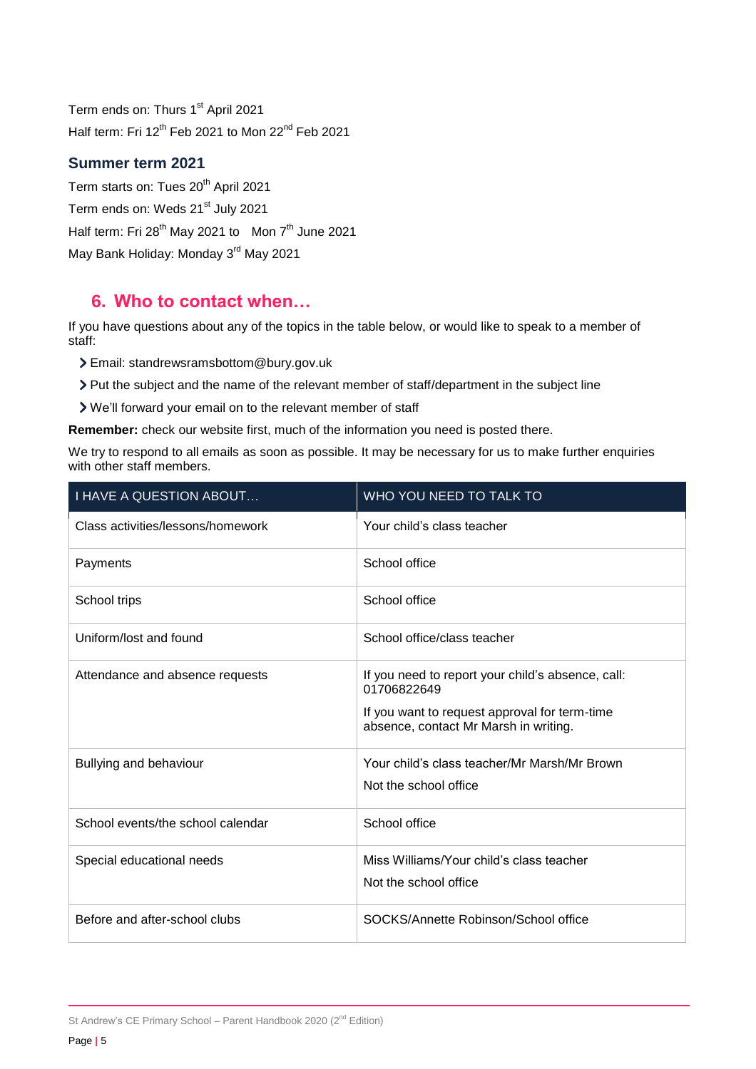Term ends on: Thurs 1st April 2021

Half term: Fri 12th Feb 2021 to Mon 22nd Feb 2021

### Summer term 2021

Term starts on: Tues 20th April 2021

Term ends on: Weds 21st July 2021

Half term: Fri 28th May 2021 to Mon 7th June 2021

May Bank Holiday: Monday 3rd May 2021

## 6. Who to contact when…

If you have questions about any of the topics in the table below, or would like to speak to a member of staff:

- Email: standrewsramsbottom@bury.gov.uk
- Put the subject and the name of the relevant member of staff/department in the subject line
- We'll forward your email on to the relevant member of staff

**Remember:** check our website first, much of the information you need is posted there.

We try to respond to all emails as soon as possible. It may be necessary for us to make further enquiries with other staff members.

| I HAVE A QUESTION ABOUT… | WHO YOU NEED TO TALK TO |
| --- | --- |
| Class activities/lessons/homework | Your child's class teacher |
| Payments | School office |
| School trips | School office |
| Uniform/lost and found | School office/class teacher |
| Attendance and absence requests | If you need to report your child's absence, call: 01706822649<br><br>If you want to request approval for term-time absence, contact Mr Marsh in writing. |
| Bullying and behaviour | Your child's class teacher/Mr Marsh/Mr Brown<br><br>Not the school office |
| School events/the school calendar | School office |
| Special educational needs | Miss Williams/Your child's class teacher<br><br>Not the school office |
| Before and after-school clubs | SOCKS/Annette Robinson/School office |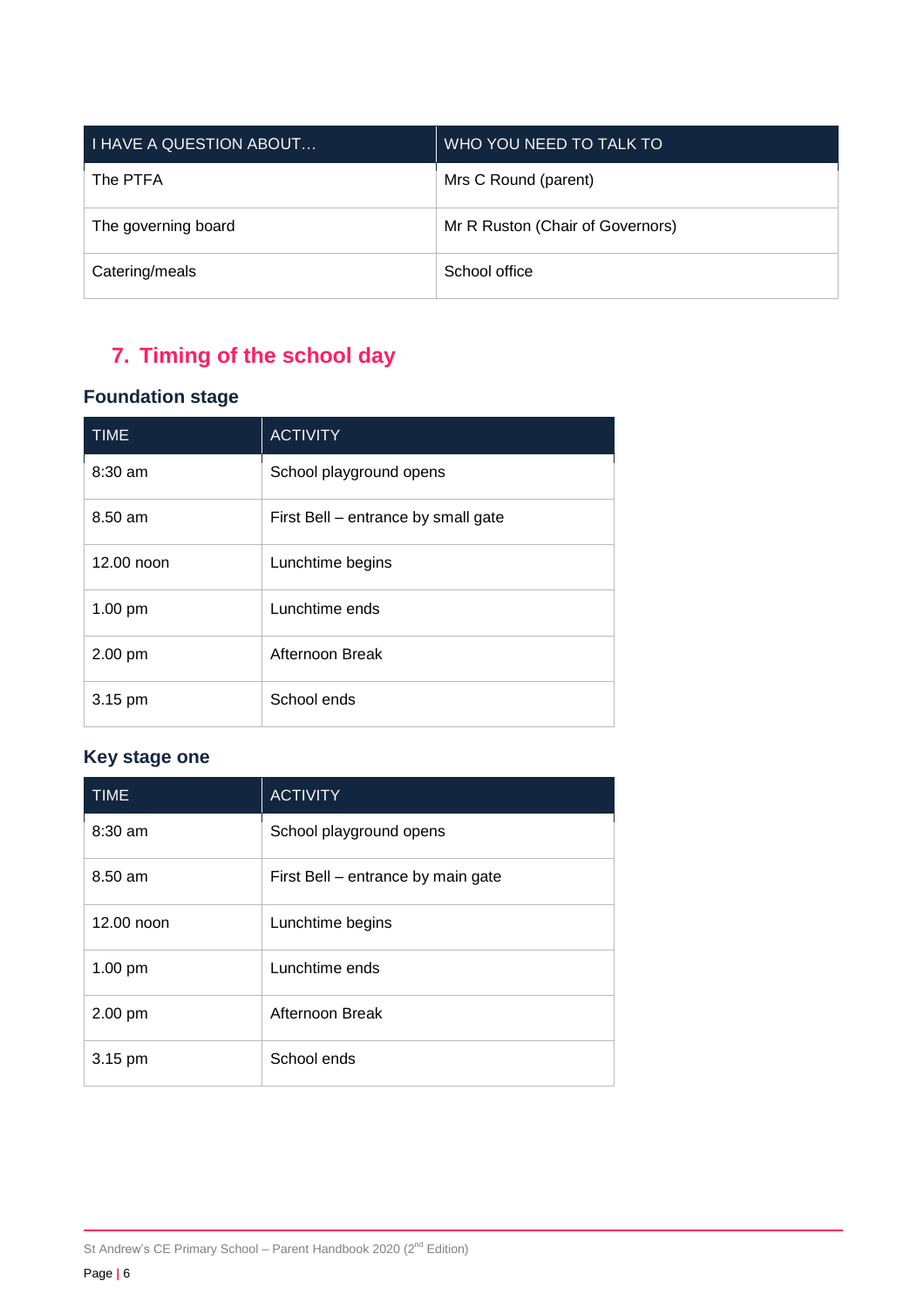| I HAVE A QUESTION ABOUT… | WHO YOU NEED TO TALK TO |
|---|---|
| The PTFA | Mrs C Round (parent) |
| The governing board | Mr R Ruston (Chair of Governors) |
| Catering/meals | School office |

## 7. Timing of the school day

### Foundation stage

| TIME | ACTIVITY |
|---|---|
| 8:30 am | School playground opens |
| 8.50 am | First Bell – entrance by small gate |
| 12.00 noon | Lunchtime begins |
| 1.00 pm | Lunchtime ends |
| 2.00 pm | Afternoon Break |
| 3.15 pm | School ends |

### Key stage one

| TIME | ACTIVITY |
|---|---|
| 8:30 am | School playground opens |
| 8.50 am | First Bell – entrance by main gate |
| 12.00 noon | Lunchtime begins |
| 1.00 pm | Lunchtime ends |
| 2.00 pm | Afternoon Break |
| 3.15 pm | School ends |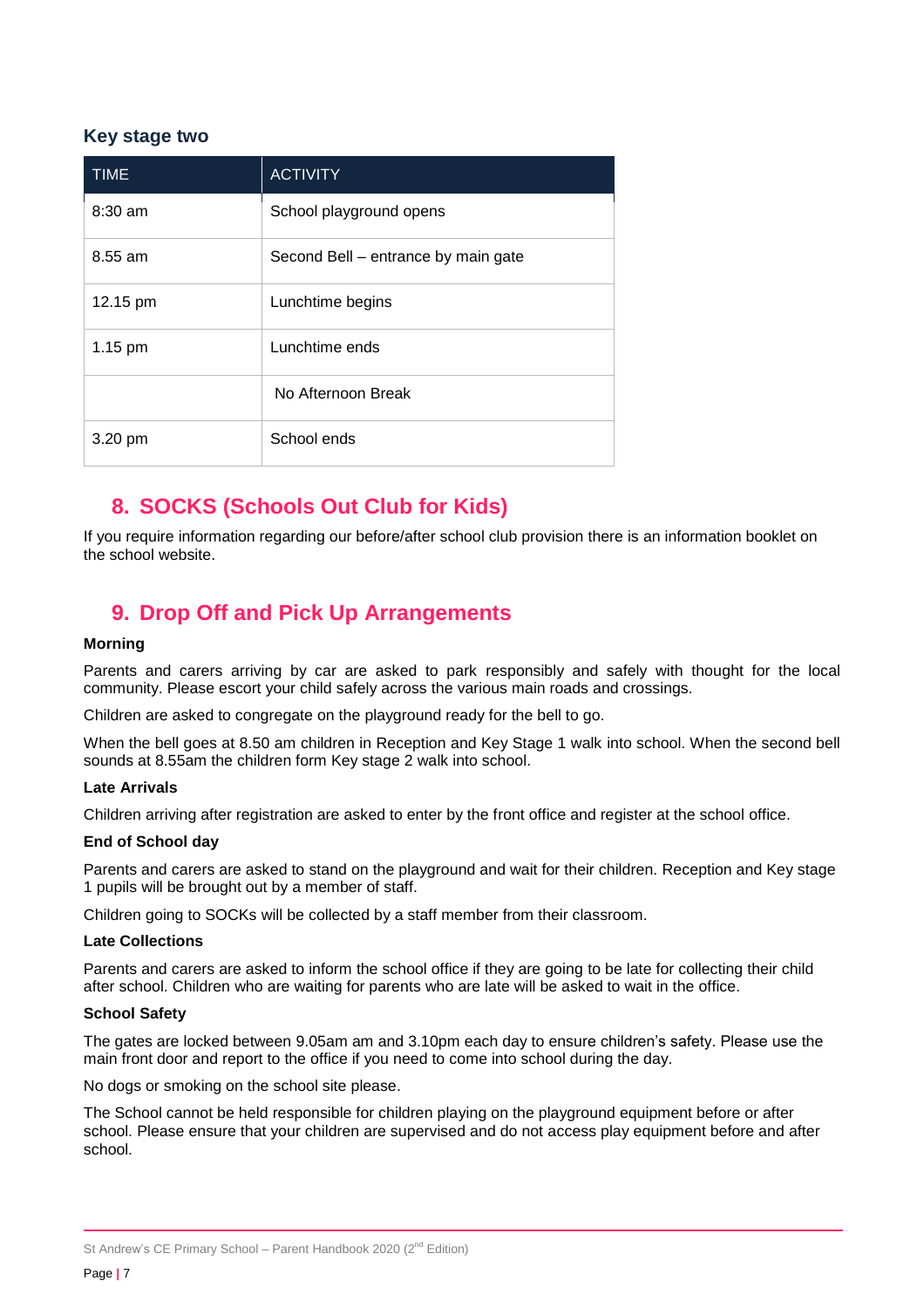### Key stage two

| TIME | ACTIVITY |
|---|---|
| 8:30 am | School playground opens |
| 8.55 am | Second Bell – entrance by main gate |
| 12.15 pm | Lunchtime begins |
| 1.15 pm | Lunchtime ends |
| | No Afternoon Break |
| 3.20 pm | School ends |

## 8. SOCKS (Schools Out Club for Kids)

If you require information regarding our before/after school club provision there is an information booklet on the school website.

## 9. Drop Off and Pick Up Arrangements

**Morning**

Parents and carers arriving by car are asked to park responsibly and safely with thought for the local community. Please escort your child safely across the various main roads and crossings.

Children are asked to congregate on the playground ready for the bell to go.

When the bell goes at 8.50 am children in Reception and Key Stage 1 walk into school. When the second bell sounds at 8.55am the children form Key stage 2 walk into school.

**Late Arrivals**

Children arriving after registration are asked to enter by the front office and register at the school office.

**End of School day**

Parents and carers are asked to stand on the playground and wait for their children. Reception and Key stage 1 pupils will be brought out by a member of staff.

Children going to SOCKs will be collected by a staff member from their classroom.

**Late Collections**

Parents and carers are asked to inform the school office if they are going to be late for collecting their child after school. Children who are waiting for parents who are late will be asked to wait in the office.

**School Safety**

The gates are locked between 9.05am am and 3.10pm each day to ensure children's safety. Please use the main front door and report to the office if you need to come into school during the day.

No dogs or smoking on the school site please.

The School cannot be held responsible for children playing on the playground equipment before or after school. Please ensure that your children are supervised and do not access play equipment before and after school.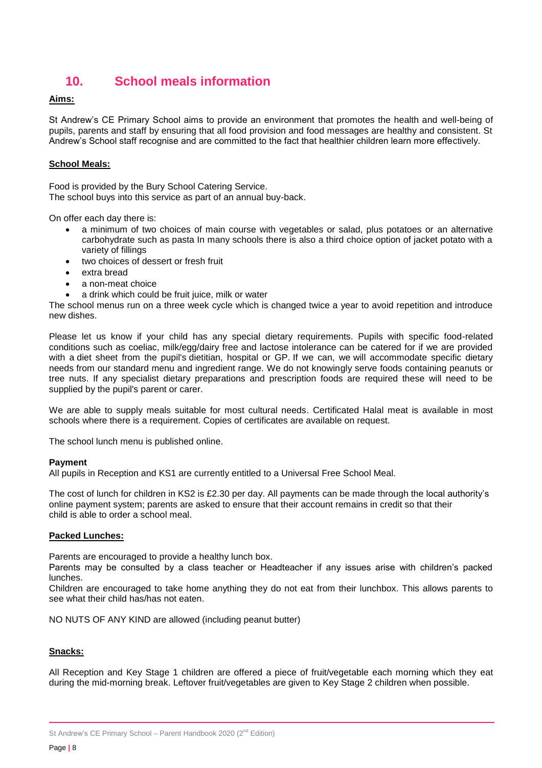# 10. School meals information

**Aims:**

St Andrew's CE Primary School aims to provide an environment that promotes the health and well-being of pupils, parents and staff by ensuring that all food provision and food messages are healthy and consistent. St Andrew's School staff recognise and are committed to the fact that healthier children learn more effectively.

**School Meals:**

Food is provided by the Bury School Catering Service.
The school buys into this service as part of an annual buy-back.

On offer each day there is:

- a minimum of two choices of main course with vegetables or salad, plus potatoes or an alternative carbohydrate such as pasta In many schools there is also a third choice option of jacket potato with a variety of fillings
- two choices of dessert or fresh fruit
- extra bread
- a non-meat choice
- a drink which could be fruit juice, milk or water

The school menus run on a three week cycle which is changed twice a year to avoid repetition and introduce new dishes.

Please let us know if your child has any special dietary requirements. Pupils with specific food-related conditions such as coeliac, milk/egg/dairy free and lactose intolerance can be catered for if we are provided with a diet sheet from the pupil's dietitian, hospital or GP. If we can, we will accommodate specific dietary needs from our standard menu and ingredient range. We do not knowingly serve foods containing peanuts or tree nuts. If any specialist dietary preparations and prescription foods are required these will need to be supplied by the pupil's parent or carer.

We are able to supply meals suitable for most cultural needs. Certificated Halal meat is available in most schools where there is a requirement. Copies of certificates are available on request.

The school lunch menu is published online.

**Payment**

All pupils in Reception and KS1 are currently entitled to a Universal Free School Meal.

The cost of lunch for children in KS2 is £2.30 per day. All payments can be made through the local authority's online payment system; parents are asked to ensure that their account remains in credit so that their child is able to order a school meal.

**Packed Lunches:**

Parents are encouraged to provide a healthy lunch box.
Parents may be consulted by a class teacher or Headteacher if any issues arise with children's packed lunches.
Children are encouraged to take home anything they do not eat from their lunchbox. This allows parents to see what their child has/has not eaten.

NO NUTS OF ANY KIND are allowed (including peanut butter)

**Snacks:**

All Reception and Key Stage 1 children are offered a piece of fruit/vegetable each morning which they eat during the mid-morning break. Leftover fruit/vegetables are given to Key Stage 2 children when possible.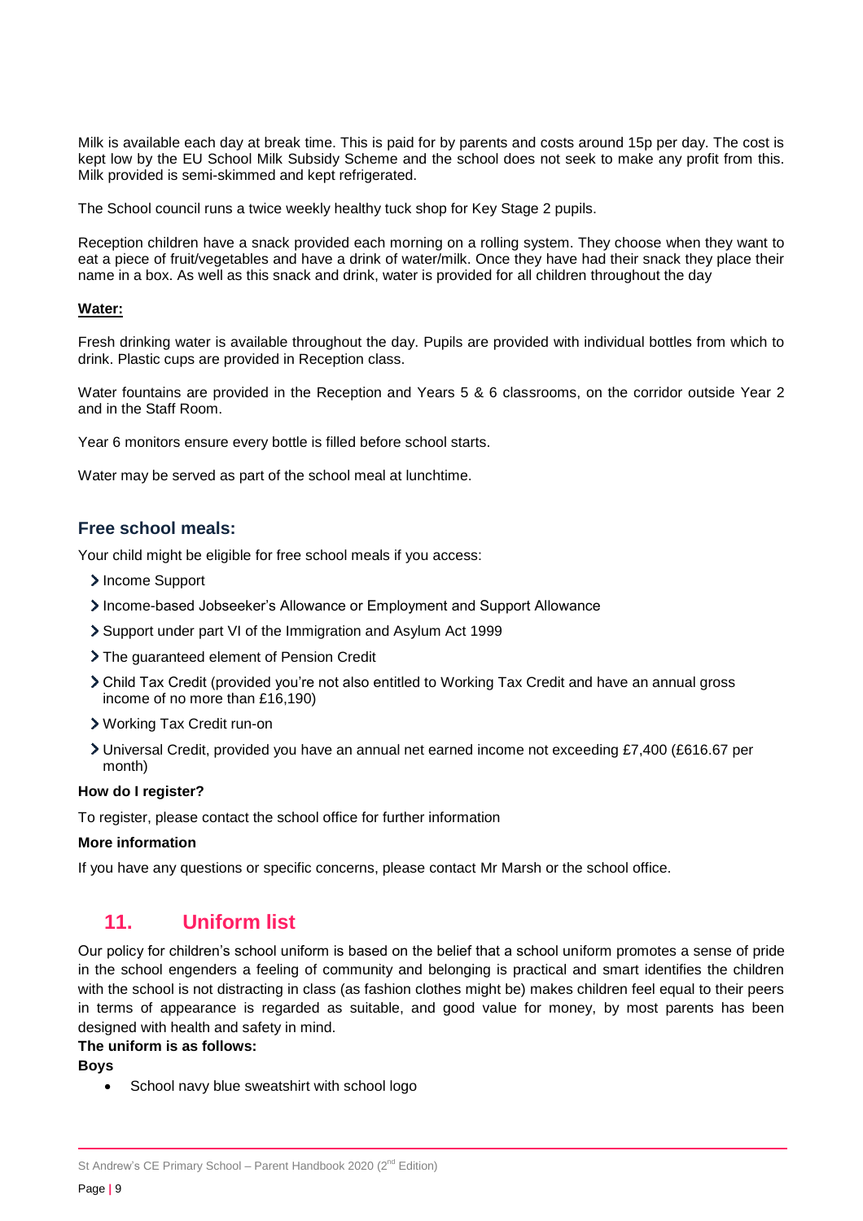Milk is available each day at break time. This is paid for by parents and costs around 15p per day. The cost is kept low by the EU School Milk Subsidy Scheme and the school does not seek to make any profit from this. Milk provided is semi-skimmed and kept refrigerated.

The School council runs a twice weekly healthy tuck shop for Key Stage 2 pupils.

Reception children have a snack provided each morning on a rolling system. They choose when they want to eat a piece of fruit/vegetables and have a drink of water/milk. Once they have had their snack they place their name in a box. As well as this snack and drink, water is provided for all children throughout the day

**Water:**

Fresh drinking water is available throughout the day. Pupils are provided with individual bottles from which to drink. Plastic cups are provided in Reception class.

Water fountains are provided in the Reception and Years 5 & 6 classrooms, on the corridor outside Year 2 and in the Staff Room.

Year 6 monitors ensure every bottle is filled before school starts.

Water may be served as part of the school meal at lunchtime.

### Free school meals:

Your child might be eligible for free school meals if you access:

- Income Support
- Income-based Jobseeker's Allowance or Employment and Support Allowance
- Support under part VI of the Immigration and Asylum Act 1999
- The guaranteed element of Pension Credit
- Child Tax Credit (provided you're not also entitled to Working Tax Credit and have an annual gross income of no more than £16,190)
- Working Tax Credit run-on
- Universal Credit, provided you have an annual net earned income not exceeding £7,400 (£616.67 per month)

**How do I register?**

To register, please contact the school office for further information

**More information**

If you have any questions or specific concerns, please contact Mr Marsh or the school office.

## 11. Uniform list

Our policy for children's school uniform is based on the belief that a school uniform promotes a sense of pride in the school engenders a feeling of community and belonging is practical and smart identifies the children with the school is not distracting in class (as fashion clothes might be) makes children feel equal to their peers in terms of appearance is regarded as suitable, and good value for money, by most parents has been designed with health and safety in mind.

**The uniform is as follows:**

**Boys**

- School navy blue sweatshirt with school logo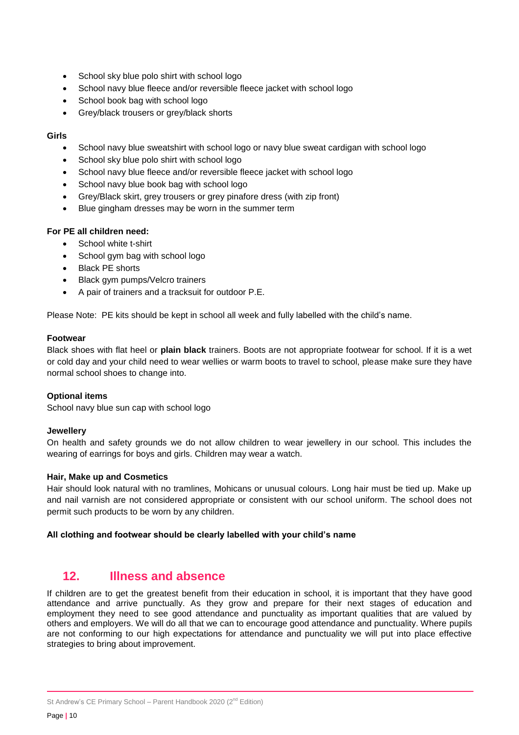- School sky blue polo shirt with school logo
- School navy blue fleece and/or reversible fleece jacket with school logo
- School book bag with school logo
- Grey/black trousers or grey/black shorts

**Girls**

- School navy blue sweatshirt with school logo or navy blue sweat cardigan with school logo
- School sky blue polo shirt with school logo
- School navy blue fleece and/or reversible fleece jacket with school logo
- School navy blue book bag with school logo
- Grey/Black skirt, grey trousers or grey pinafore dress (with zip front)
- Blue gingham dresses may be worn in the summer term

**For PE all children need:**

- School white t-shirt
- School gym bag with school logo
- Black PE shorts
- Black gym pumps/Velcro trainers
- A pair of trainers and a tracksuit for outdoor P.E.

Please Note: PE kits should be kept in school all week and fully labelled with the child's name.

**Footwear**

Black shoes with flat heel or **plain black** trainers. Boots are not appropriate footwear for school. If it is a wet or cold day and your child need to wear wellies or warm boots to travel to school, please make sure they have normal school shoes to change into.

**Optional items**

School navy blue sun cap with school logo

**Jewellery**

On health and safety grounds we do not allow children to wear jewellery in our school. This includes the wearing of earrings for boys and girls. Children may wear a watch.

**Hair, Make up and Cosmetics**

Hair should look natural with no tramlines, Mohicans or unusual colours. Long hair must be tied up. Make up and nail varnish are not considered appropriate or consistent with our school uniform. The school does not permit such products to be worn by any children.

**All clothing and footwear should be clearly labelled with your child's name**

## 12. Illness and absence

If children are to get the greatest benefit from their education in school, it is important that they have good attendance and arrive punctually. As they grow and prepare for their next stages of education and employment they need to see good attendance and punctuality as important qualities that are valued by others and employers. We will do all that we can to encourage good attendance and punctuality. Where pupils are not conforming to our high expectations for attendance and punctuality we will put into place effective strategies to bring about improvement.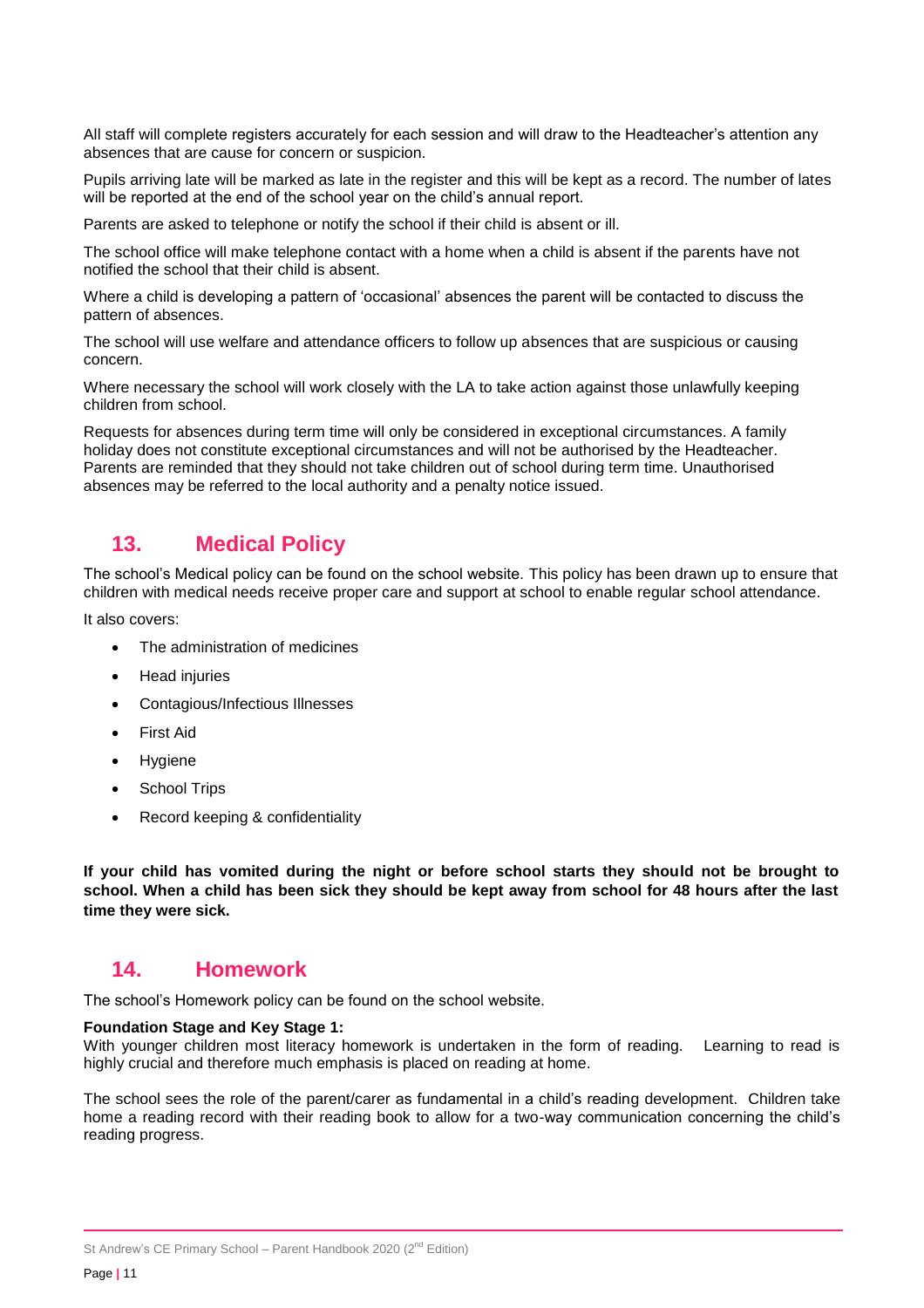All staff will complete registers accurately for each session and will draw to the Headteacher's attention any absences that are cause for concern or suspicion.

Pupils arriving late will be marked as late in the register and this will be kept as a record. The number of lates will be reported at the end of the school year on the child's annual report.

Parents are asked to telephone or notify the school if their child is absent or ill.

The school office will make telephone contact with a home when a child is absent if the parents have not notified the school that their child is absent.

Where a child is developing a pattern of 'occasional' absences the parent will be contacted to discuss the pattern of absences.

The school will use welfare and attendance officers to follow up absences that are suspicious or causing concern.

Where necessary the school will work closely with the LA to take action against those unlawfully keeping children from school.

Requests for absences during term time will only be considered in exceptional circumstances. A family holiday does not constitute exceptional circumstances and will not be authorised by the Headteacher. Parents are reminded that they should not take children out of school during term time. Unauthorised absences may be referred to the local authority and a penalty notice issued.

## 13. Medical Policy

The school's Medical policy can be found on the school website. This policy has been drawn up to ensure that children with medical needs receive proper care and support at school to enable regular school attendance.

It also covers:

- The administration of medicines
- Head injuries
- Contagious/Infectious Illnesses
- First Aid
- Hygiene
- School Trips
- Record keeping & confidentiality

**If your child has vomited during the night or before school starts they should not be brought to school. When a child has been sick they should be kept away from school for 48 hours after the last time they were sick.**

## 14. Homework

The school's Homework policy can be found on the school website.

**Foundation Stage and Key Stage 1:**
With younger children most literacy homework is undertaken in the form of reading. Learning to read is highly crucial and therefore much emphasis is placed on reading at home.

The school sees the role of the parent/carer as fundamental in a child's reading development. Children take home a reading record with their reading book to allow for a two-way communication concerning the child's reading progress.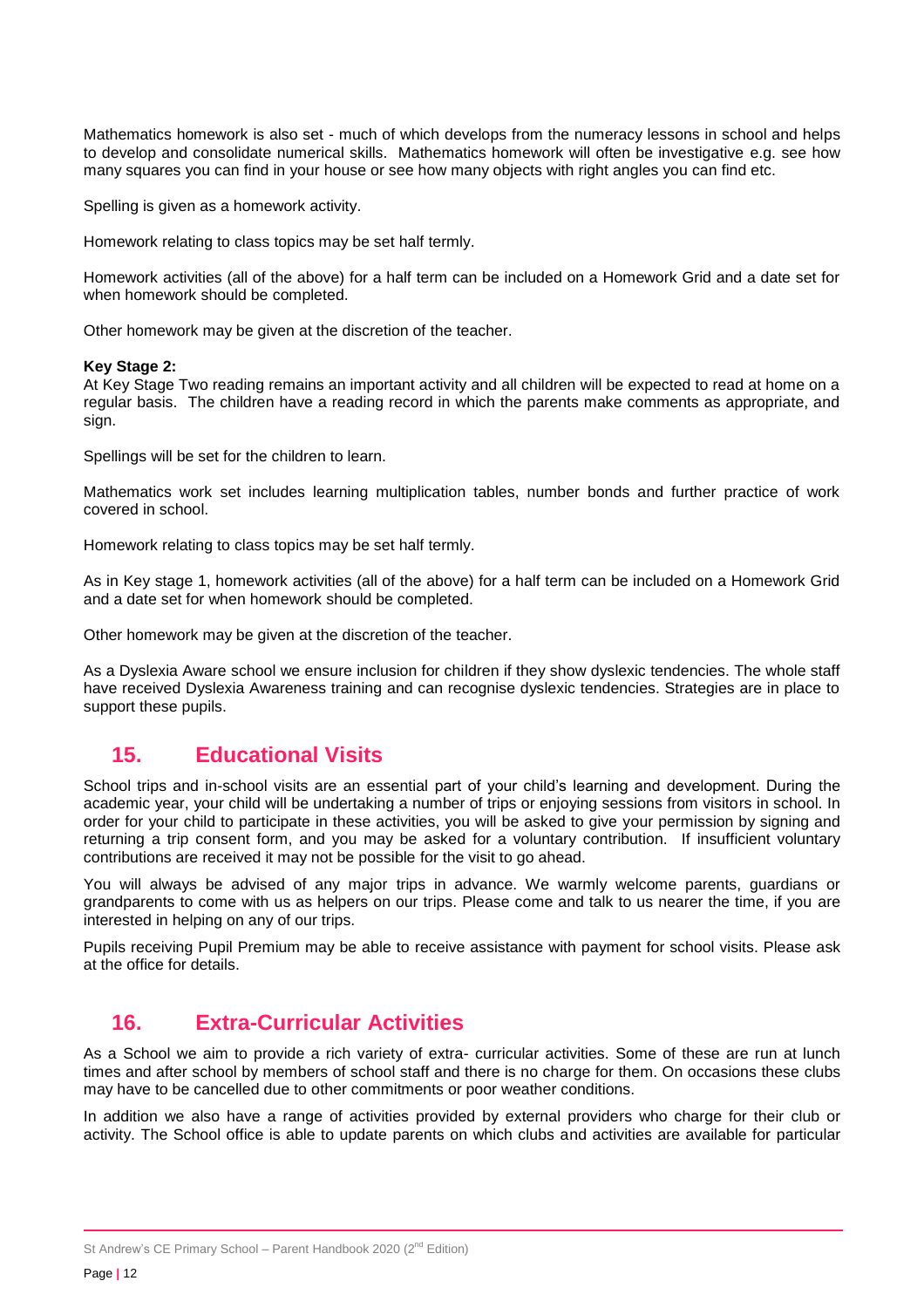Mathematics homework is also set - much of which develops from the numeracy lessons in school and helps to develop and consolidate numerical skills. Mathematics homework will often be investigative e.g. see how many squares you can find in your house or see how many objects with right angles you can find etc.

Spelling is given as a homework activity.

Homework relating to class topics may be set half termly.

Homework activities (all of the above) for a half term can be included on a Homework Grid and a date set for when homework should be completed.

Other homework may be given at the discretion of the teacher.

**Key Stage 2:**
At Key Stage Two reading remains an important activity and all children will be expected to read at home on a regular basis. The children have a reading record in which the parents make comments as appropriate, and sign.

Spellings will be set for the children to learn.

Mathematics work set includes learning multiplication tables, number bonds and further practice of work covered in school.

Homework relating to class topics may be set half termly.

As in Key stage 1, homework activities (all of the above) for a half term can be included on a Homework Grid and a date set for when homework should be completed.

Other homework may be given at the discretion of the teacher.

As a Dyslexia Aware school we ensure inclusion for children if they show dyslexic tendencies. The whole staff have received Dyslexia Awareness training and can recognise dyslexic tendencies. Strategies are in place to support these pupils.

## 15. Educational Visits

School trips and in-school visits are an essential part of your child's learning and development. During the academic year, your child will be undertaking a number of trips or enjoying sessions from visitors in school. In order for your child to participate in these activities, you will be asked to give your permission by signing and returning a trip consent form, and you may be asked for a voluntary contribution. If insufficient voluntary contributions are received it may not be possible for the visit to go ahead.

You will always be advised of any major trips in advance. We warmly welcome parents, guardians or grandparents to come with us as helpers on our trips. Please come and talk to us nearer the time, if you are interested in helping on any of our trips.

Pupils receiving Pupil Premium may be able to receive assistance with payment for school visits. Please ask at the office for details.

## 16. Extra-Curricular Activities

As a School we aim to provide a rich variety of extra- curricular activities. Some of these are run at lunch times and after school by members of school staff and there is no charge for them. On occasions these clubs may have to be cancelled due to other commitments or poor weather conditions.

In addition we also have a range of activities provided by external providers who charge for their club or activity. The School office is able to update parents on which clubs and activities are available for particular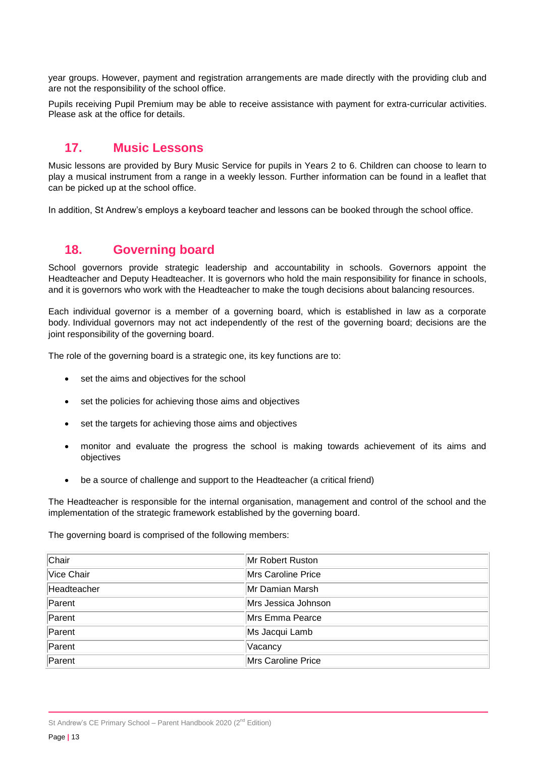year groups. However, payment and registration arrangements are made directly with the providing club and are not the responsibility of the school office.

Pupils receiving Pupil Premium may be able to receive assistance with payment for extra-curricular activities. Please ask at the office for details.

## 17. Music Lessons

Music lessons are provided by Bury Music Service for pupils in Years 2 to 6. Children can choose to learn to play a musical instrument from a range in a weekly lesson. Further information can be found in a leaflet that can be picked up at the school office.

In addition, St Andrew's employs a keyboard teacher and lessons can be booked through the school office.

## 18. Governing board

School governors provide strategic leadership and accountability in schools. Governors appoint the Headteacher and Deputy Headteacher. It is governors who hold the main responsibility for finance in schools, and it is governors who work with the Headteacher to make the tough decisions about balancing resources.

Each individual governor is a member of a governing board, which is established in law as a corporate body. Individual governors may not act independently of the rest of the governing board; decisions are the joint responsibility of the governing board.

The role of the governing board is a strategic one, its key functions are to:

- set the aims and objectives for the school
- set the policies for achieving those aims and objectives
- set the targets for achieving those aims and objectives
- monitor and evaluate the progress the school is making towards achievement of its aims and objectives
- be a source of challenge and support to the Headteacher (a critical friend)

The Headteacher is responsible for the internal organisation, management and control of the school and the implementation of the strategic framework established by the governing board.

The governing board is comprised of the following members:

| Chair | Mr Robert Ruston |
|---|---|
| Vice Chair | Mrs Caroline Price |
| Headteacher | Mr Damian Marsh |
| Parent | Mrs Jessica Johnson |
| Parent | Mrs Emma Pearce |
| Parent | Ms Jacqui Lamb |
| Parent | Vacancy |
| Parent | Mrs Caroline Price |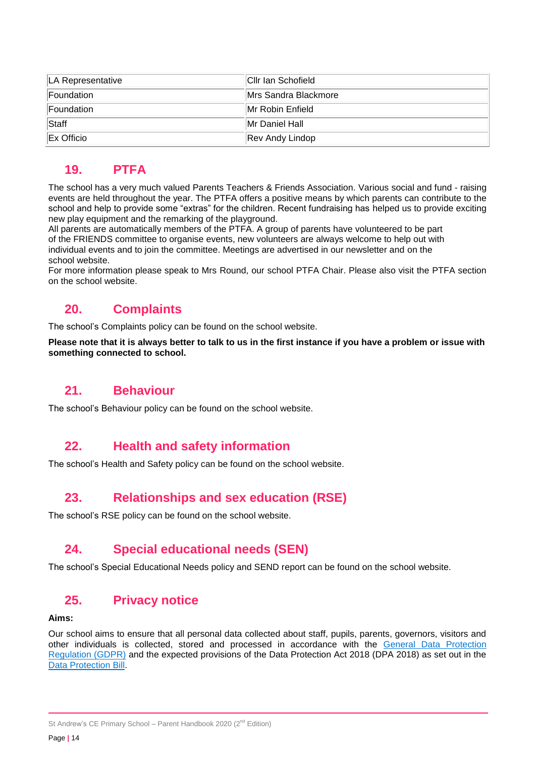| LA Representative | Cllr Ian Schofield |
|---|---|
| Foundation | Mrs Sandra Blackmore |
| Foundation | Mr Robin Enfield |
| Staff | Mr Daniel Hall |
| Ex Officio | Rev Andy Lindop |

## 19. PTFA

The school has a very much valued Parents Teachers & Friends Association. Various social and fund - raising events are held throughout the year. The PTFA offers a positive means by which parents can contribute to the school and help to provide some "extras" for the children. Recent fundraising has helped us to provide exciting new play equipment and the remarking of the playground.
All parents are automatically members of the PTFA. A group of parents have volunteered to be part of the FRIENDS committee to organise events, new volunteers are always welcome to help out with individual events and to join the committee. Meetings are advertised in our newsletter and on the school website.
For more information please speak to Mrs Round, our school PTFA Chair. Please also visit the PTFA section on the school website.

## 20. Complaints

The school's Complaints policy can be found on the school website.

**Please note that it is always better to talk to us in the first instance if you have a problem or issue with something connected to school.**

## 21. Behaviour

The school's Behaviour policy can be found on the school website.

## 22. Health and safety information

The school's Health and Safety policy can be found on the school website.

## 23. Relationships and sex education (RSE)

The school's RSE policy can be found on the school website.

## 24. Special educational needs (SEN)

The school's Special Educational Needs policy and SEND report can be found on the school website.

## 25. Privacy notice

**Aims:**

Our school aims to ensure that all personal data collected about staff, pupils, parents, governors, visitors and other individuals is collected, stored and processed in accordance with the General Data Protection Regulation (GDPR) and the expected provisions of the Data Protection Act 2018 (DPA 2018) as set out in the Data Protection Bill.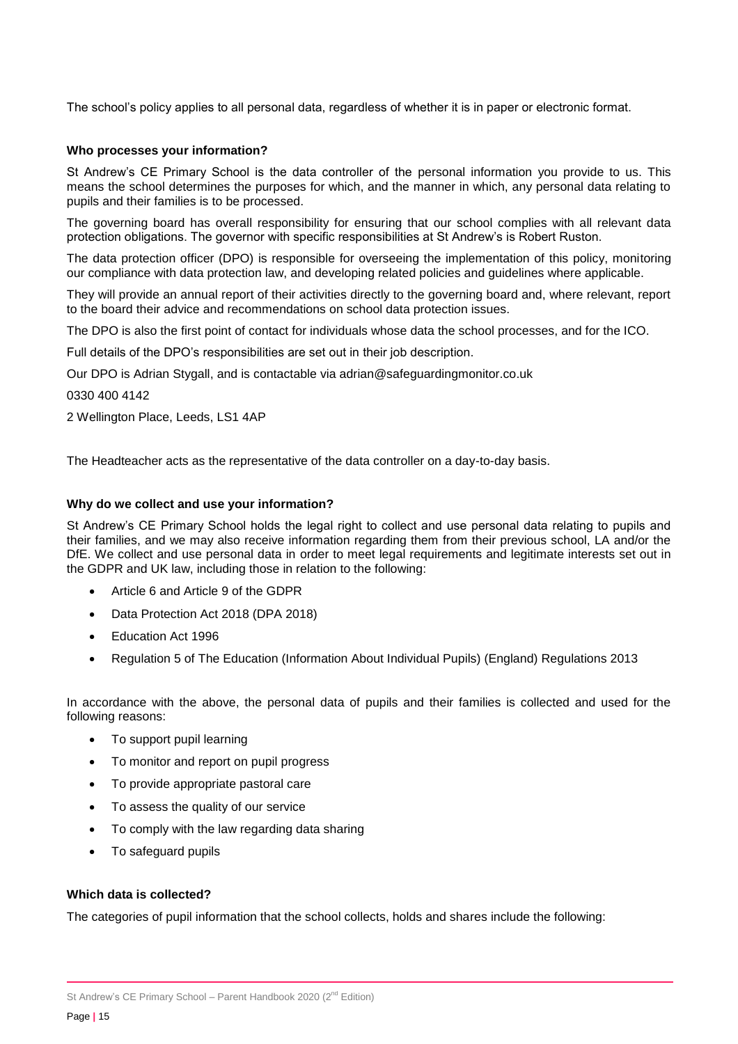The school's policy applies to all personal data, regardless of whether it is in paper or electronic format.

**Who processes your information?**

St Andrew's CE Primary School is the data controller of the personal information you provide to us. This means the school determines the purposes for which, and the manner in which, any personal data relating to pupils and their families is to be processed.

The governing board has overall responsibility for ensuring that our school complies with all relevant data protection obligations. The governor with specific responsibilities at St Andrew's is Robert Ruston.

The data protection officer (DPO) is responsible for overseeing the implementation of this policy, monitoring our compliance with data protection law, and developing related policies and guidelines where applicable.

They will provide an annual report of their activities directly to the governing board and, where relevant, report to the board their advice and recommendations on school data protection issues.

The DPO is also the first point of contact for individuals whose data the school processes, and for the ICO.

Full details of the DPO's responsibilities are set out in their job description.

Our DPO is Adrian Stygall, and is contactable via adrian@safeguardingmonitor.co.uk

0330 400 4142

2 Wellington Place, Leeds, LS1 4AP

The Headteacher acts as the representative of the data controller on a day-to-day basis.

**Why do we collect and use your information?**

St Andrew's CE Primary School holds the legal right to collect and use personal data relating to pupils and their families, and we may also receive information regarding them from their previous school, LA and/or the DfE. We collect and use personal data in order to meet legal requirements and legitimate interests set out in the GDPR and UK law, including those in relation to the following:

- Article 6 and Article 9 of the GDPR
- Data Protection Act 2018 (DPA 2018)
- Education Act 1996
- Regulation 5 of The Education (Information About Individual Pupils) (England) Regulations 2013

In accordance with the above, the personal data of pupils and their families is collected and used for the following reasons:

- To support pupil learning
- To monitor and report on pupil progress
- To provide appropriate pastoral care
- To assess the quality of our service
- To comply with the law regarding data sharing
- To safeguard pupils

**Which data is collected?**

The categories of pupil information that the school collects, holds and shares include the following: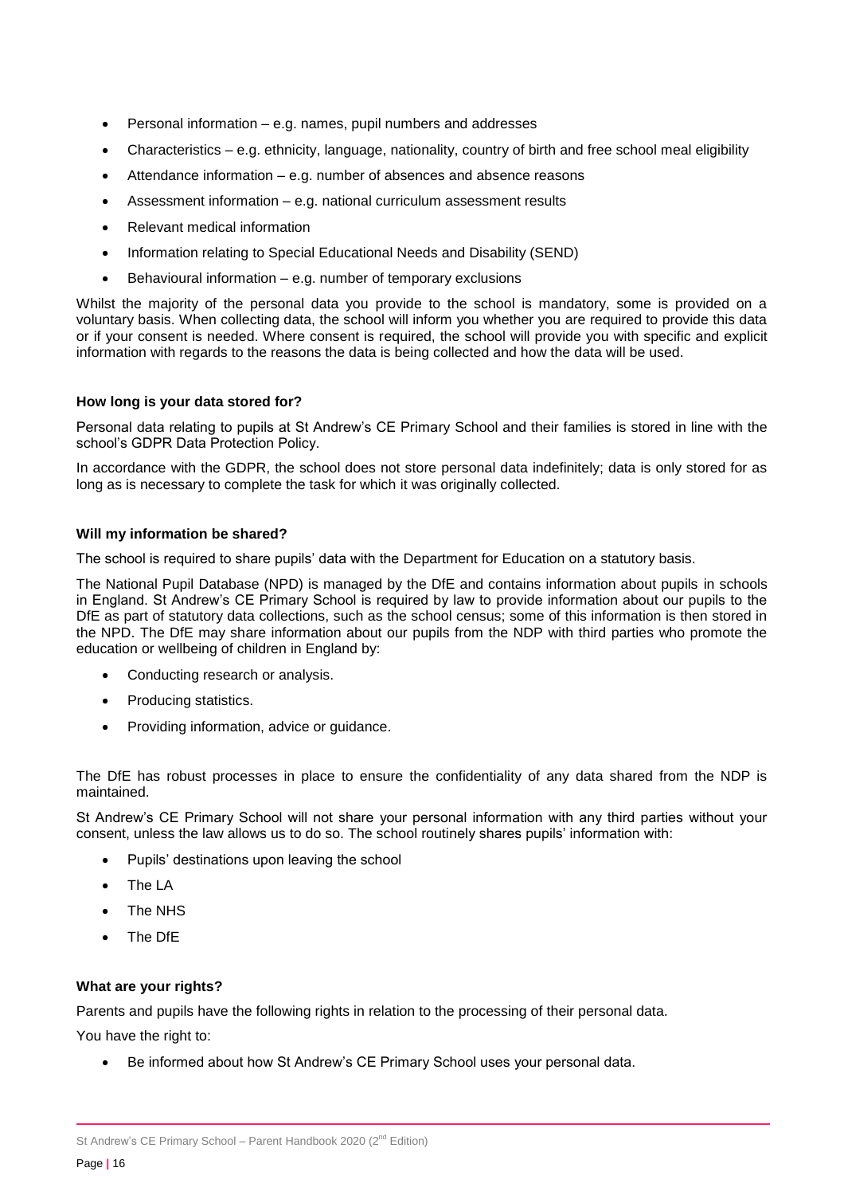- Personal information – e.g. names, pupil numbers and addresses
- Characteristics – e.g. ethnicity, language, nationality, country of birth and free school meal eligibility
- Attendance information – e.g. number of absences and absence reasons
- Assessment information – e.g. national curriculum assessment results
- Relevant medical information
- Information relating to Special Educational Needs and Disability (SEND)
- Behavioural information – e.g. number of temporary exclusions

Whilst the majority of the personal data you provide to the school is mandatory, some is provided on a voluntary basis. When collecting data, the school will inform you whether you are required to provide this data or if your consent is needed. Where consent is required, the school will provide you with specific and explicit information with regards to the reasons the data is being collected and how the data will be used.

**How long is your data stored for?**

Personal data relating to pupils at St Andrew's CE Primary School and their families is stored in line with the school's GDPR Data Protection Policy.

In accordance with the GDPR, the school does not store personal data indefinitely; data is only stored for as long as is necessary to complete the task for which it was originally collected.

**Will my information be shared?**

The school is required to share pupils' data with the Department for Education on a statutory basis.

The National Pupil Database (NPD) is managed by the DfE and contains information about pupils in schools in England. St Andrew's CE Primary School is required by law to provide information about our pupils to the DfE as part of statutory data collections, such as the school census; some of this information is then stored in the NPD. The DfE may share information about our pupils from the NDP with third parties who promote the education or wellbeing of children in England by:

- Conducting research or analysis.
- Producing statistics.
- Providing information, advice or guidance.

The DfE has robust processes in place to ensure the confidentiality of any data shared from the NDP is maintained.

St Andrew's CE Primary School will not share your personal information with any third parties without your consent, unless the law allows us to do so. The school routinely shares pupils' information with:

- Pupils' destinations upon leaving the school
- The LA
- The NHS
- The DfE

**What are your rights?**

Parents and pupils have the following rights in relation to the processing of their personal data.

You have the right to:

- Be informed about how St Andrew's CE Primary School uses your personal data.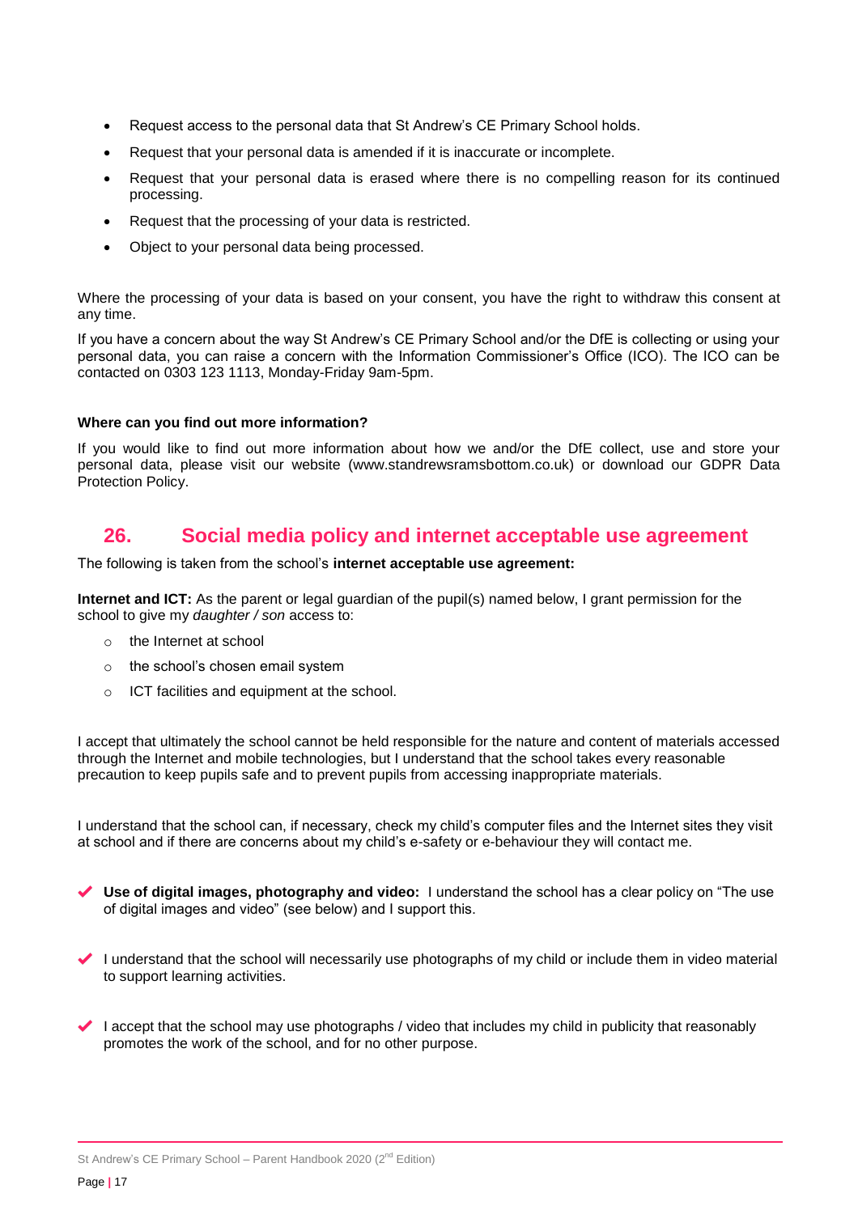- Request access to the personal data that St Andrew's CE Primary School holds.
- Request that your personal data is amended if it is inaccurate or incomplete.
- Request that your personal data is erased where there is no compelling reason for its continued processing.
- Request that the processing of your data is restricted.
- Object to your personal data being processed.

Where the processing of your data is based on your consent, you have the right to withdraw this consent at any time.

If you have a concern about the way St Andrew's CE Primary School and/or the DfE is collecting or using your personal data, you can raise a concern with the Information Commissioner's Office (ICO). The ICO can be contacted on 0303 123 1113, Monday-Friday 9am-5pm.

**Where can you find out more information?**

If you would like to find out more information about how we and/or the DfE collect, use and store your personal data, please visit our website (www.standrewsramsbottom.co.uk) or download our GDPR Data Protection Policy.

## 26. Social media policy and internet acceptable use agreement

The following is taken from the school's **internet acceptable use agreement:**

**Internet and ICT:** As the parent or legal guardian of the pupil(s) named below, I grant permission for the school to give my *daughter / son* access to:

- the Internet at school
- the school's chosen email system
- ICT facilities and equipment at the school.

I accept that ultimately the school cannot be held responsible for the nature and content of materials accessed through the Internet and mobile technologies, but I understand that the school takes every reasonable precaution to keep pupils safe and to prevent pupils from accessing inappropriate materials.

I understand that the school can, if necessary, check my child's computer files and the Internet sites they visit at school and if there are concerns about my child's e-safety or e-behaviour they will contact me.

- ✔ **Use of digital images, photography and video:** I understand the school has a clear policy on "The use of digital images and video" (see below) and I support this.

- ✔ I understand that the school will necessarily use photographs of my child or include them in video material to support learning activities.

- ✔ I accept that the school may use photographs / video that includes my child in publicity that reasonably promotes the work of the school, and for no other purpose.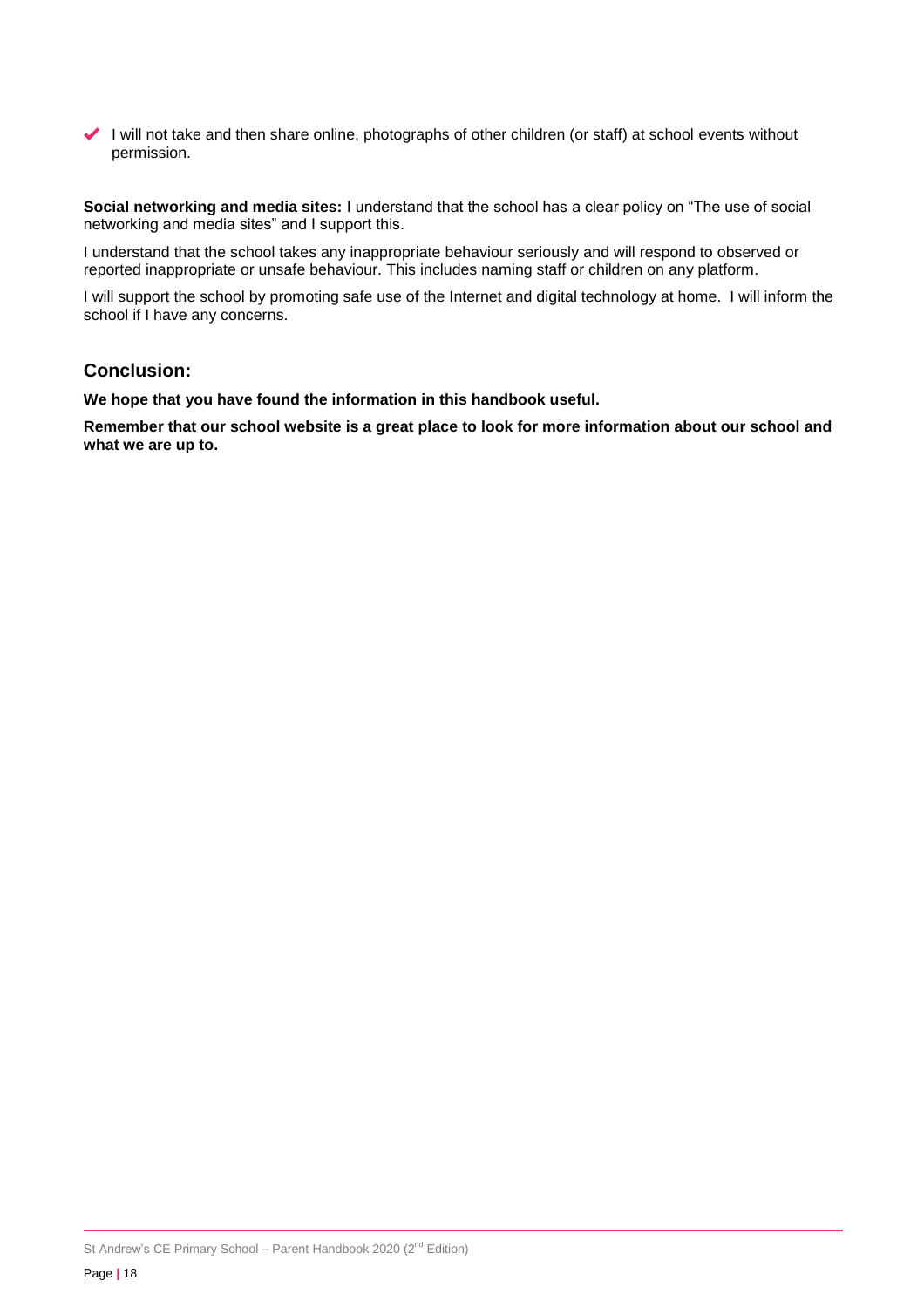- I will not take and then share online, photographs of other children (or staff) at school events without permission.

**Social networking and media sites:** I understand that the school has a clear policy on "The use of social networking and media sites" and I support this.

I understand that the school takes any inappropriate behaviour seriously and will respond to observed or reported inappropriate or unsafe behaviour. This includes naming staff or children on any platform.

I will support the school by promoting safe use of the Internet and digital technology at home. I will inform the school if I have any concerns.

## Conclusion:

**We hope that you have found the information in this handbook useful.**

**Remember that our school website is a great place to look for more information about our school and what we are up to.**